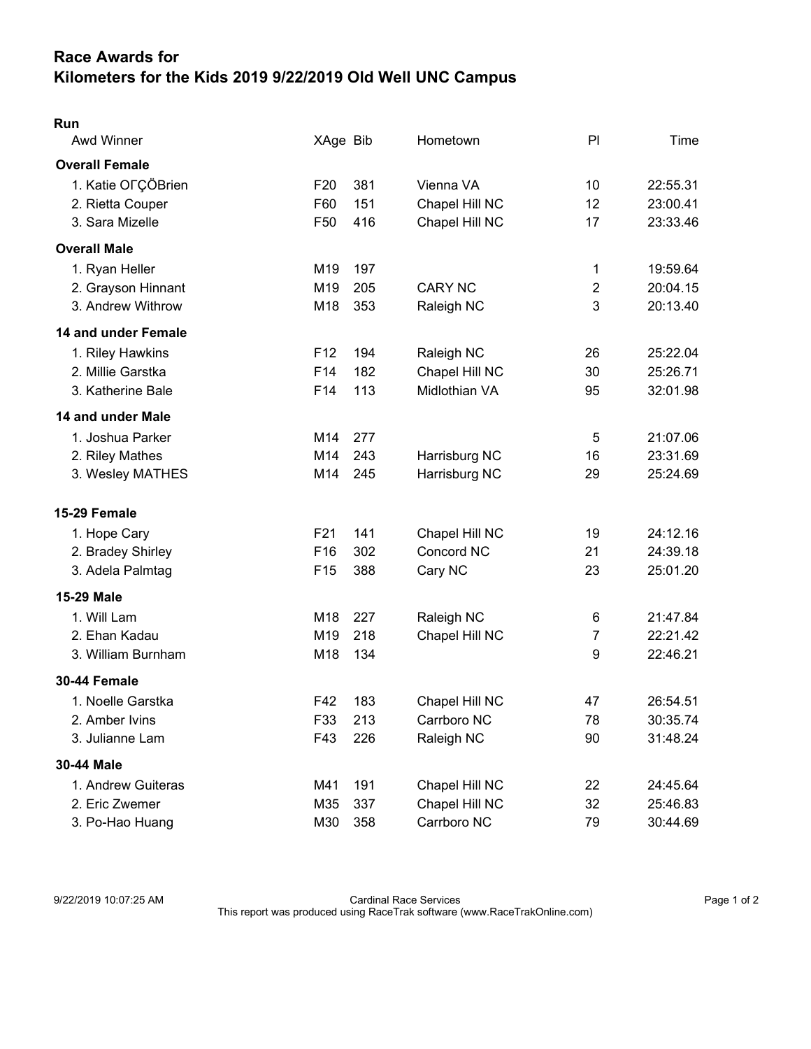# Race Awards for
# Kilometers for the Kids 2019 9/22/2019 Old Well UNC Campus

## Run

| Awd Winner | XAge | Bib | Hometown | Pl | Time |
|---|---|---|---|---|---|
| **Overall Female** | | | | | |
| 1. Katie OΓÇÖBrien | F20 | 381 | Vienna VA | 10 | 22:55.31 |
| 2. Rietta Couper | F60 | 151 | Chapel Hill NC | 12 | 23:00.41 |
| 3. Sara Mizelle | F50 | 416 | Chapel Hill NC | 17 | 23:33.46 |
| **Overall Male** | | | | | |
| 1. Ryan Heller | M19 | 197 | | 1 | 19:59.64 |
| 2. Grayson Hinnant | M19 | 205 | CARY NC | 2 | 20:04.15 |
| 3. Andrew Withrow | M18 | 353 | Raleigh NC | 3 | 20:13.40 |
| **14 and under Female** | | | | | |
| 1. Riley Hawkins | F12 | 194 | Raleigh NC | 26 | 25:22.04 |
| 2. Millie Garstka | F14 | 182 | Chapel Hill NC | 30 | 25:26.71 |
| 3. Katherine Bale | F14 | 113 | Midlothian VA | 95 | 32:01.98 |
| **14 and under Male** | | | | | |
| 1. Joshua Parker | M14 | 277 | | 5 | 21:07.06 |
| 2. Riley Mathes | M14 | 243 | Harrisburg NC | 16 | 23:31.69 |
| 3. Wesley MATHES | M14 | 245 | Harrisburg NC | 29 | 25:24.69 |
| **15-29 Female** | | | | | |
| 1. Hope Cary | F21 | 141 | Chapel Hill NC | 19 | 24:12.16 |
| 2. Bradey Shirley | F16 | 302 | Concord NC | 21 | 24:39.18 |
| 3. Adela Palmtag | F15 | 388 | Cary NC | 23 | 25:01.20 |
| **15-29 Male** | | | | | |
| 1. Will Lam | M18 | 227 | Raleigh NC | 6 | 21:47.84 |
| 2. Ehan Kadau | M19 | 218 | Chapel Hill NC | 7 | 22:21.42 |
| 3. William Burnham | M18 | 134 | | 9 | 22:46.21 |
| **30-44 Female** | | | | | |
| 1. Noelle Garstka | F42 | 183 | Chapel Hill NC | 47 | 26:54.51 |
| 2. Amber Ivins | F33 | 213 | Carrboro NC | 78 | 30:35.74 |
| 3. Julianne Lam | F43 | 226 | Raleigh NC | 90 | 31:48.24 |
| **30-44 Male** | | | | | |
| 1. Andrew Guiteras | M41 | 191 | Chapel Hill NC | 22 | 24:45.64 |
| 2. Eric Zwemer | M35 | 337 | Chapel Hill NC | 32 | 25:46.83 |
| 3. Po-Hao Huang | M30 | 358 | Carrboro NC | 79 | 30:44.69 |

9/22/2019 10:07:25 AM Cardinal Race Services
This report was produced using RaceTrak software (www.RaceTrakOnline.com)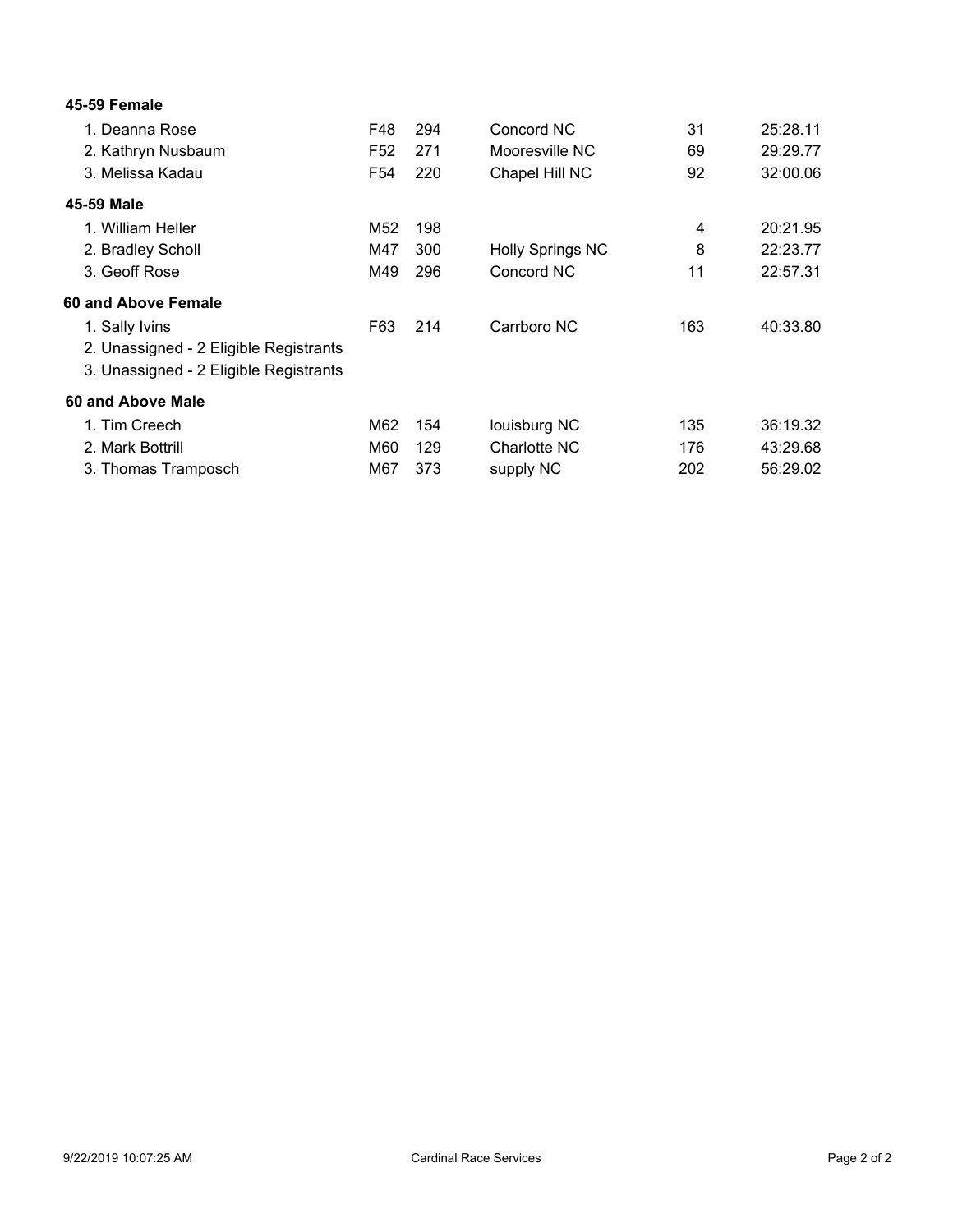**45-59 Female**

| | | | | | |
|---|---|---|---|---|---|
| 1. Deanna Rose | F48 | 294 | Concord NC | 31 | 25:28.11 |
| 2. Kathryn Nusbaum | F52 | 271 | Mooresville NC | 69 | 29:29.77 |
| 3. Melissa Kadau | F54 | 220 | Chapel Hill NC | 92 | 32:00.06 |

**45-59 Male**

| | | | | | |
|---|---|---|---|---|---|
| 1. William Heller | M52 | 198 | | 4 | 20:21.95 |
| 2. Bradley Scholl | M47 | 300 | Holly Springs NC | 8 | 22:23.77 |
| 3. Geoff Rose | M49 | 296 | Concord NC | 11 | 22:57.31 |

**60 and Above Female**

| | | | | | |
|---|---|---|---|---|---|
| 1. Sally Ivins | F63 | 214 | Carrboro NC | 163 | 40:33.80 |
| 2. Unassigned - 2 Eligible Registrants | | | | | |
| 3. Unassigned - 2 Eligible Registrants | | | | | |

**60 and Above Male**

| | | | | | |
|---|---|---|---|---|---|
| 1. Tim Creech | M62 | 154 | louisburg NC | 135 | 36:19.32 |
| 2. Mark Bottrill | M60 | 129 | Charlotte NC | 176 | 43:29.68 |
| 3. Thomas Tramposch | M67 | 373 | supply NC | 202 | 56:29.02 |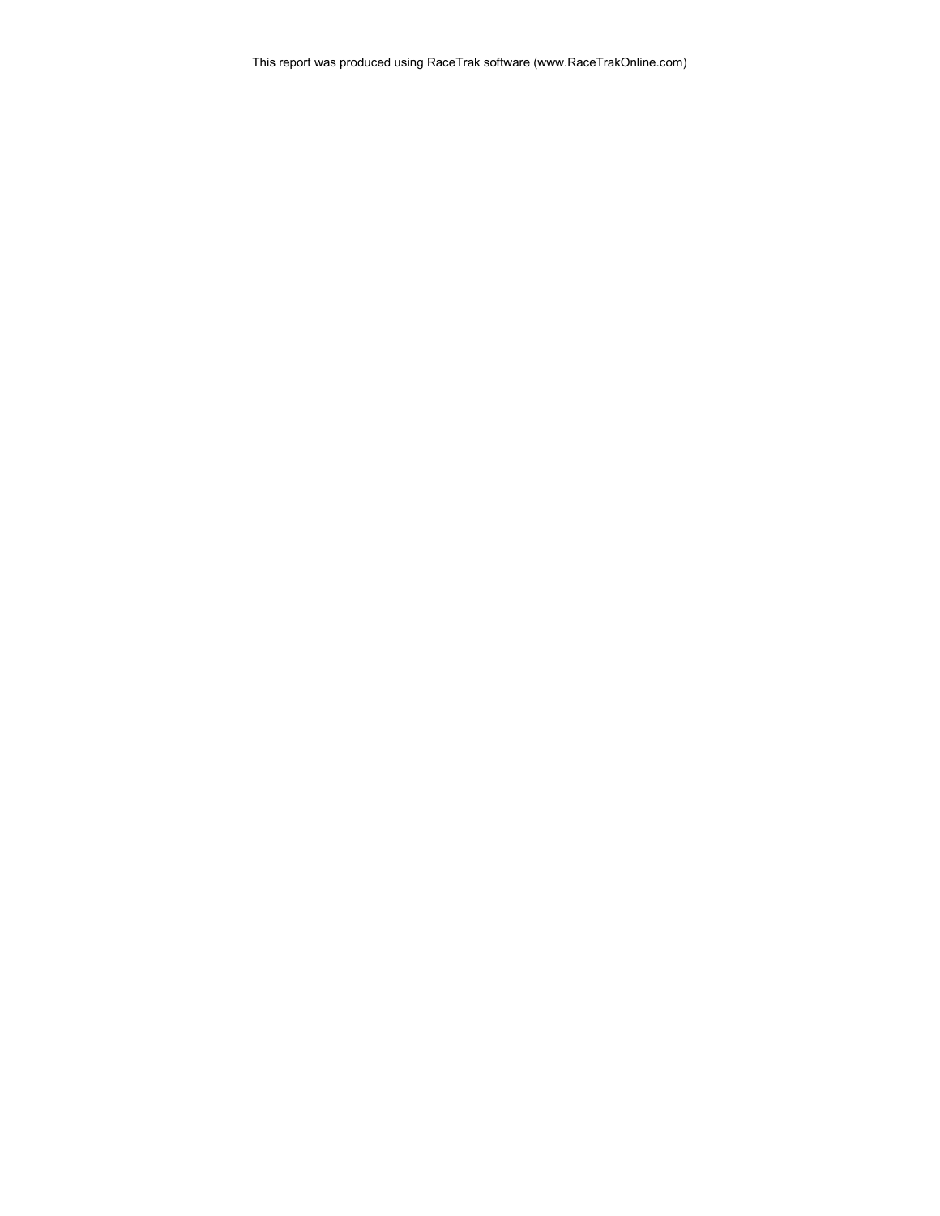This report was produced using RaceTrak software (www.RaceTrakOnline.com)